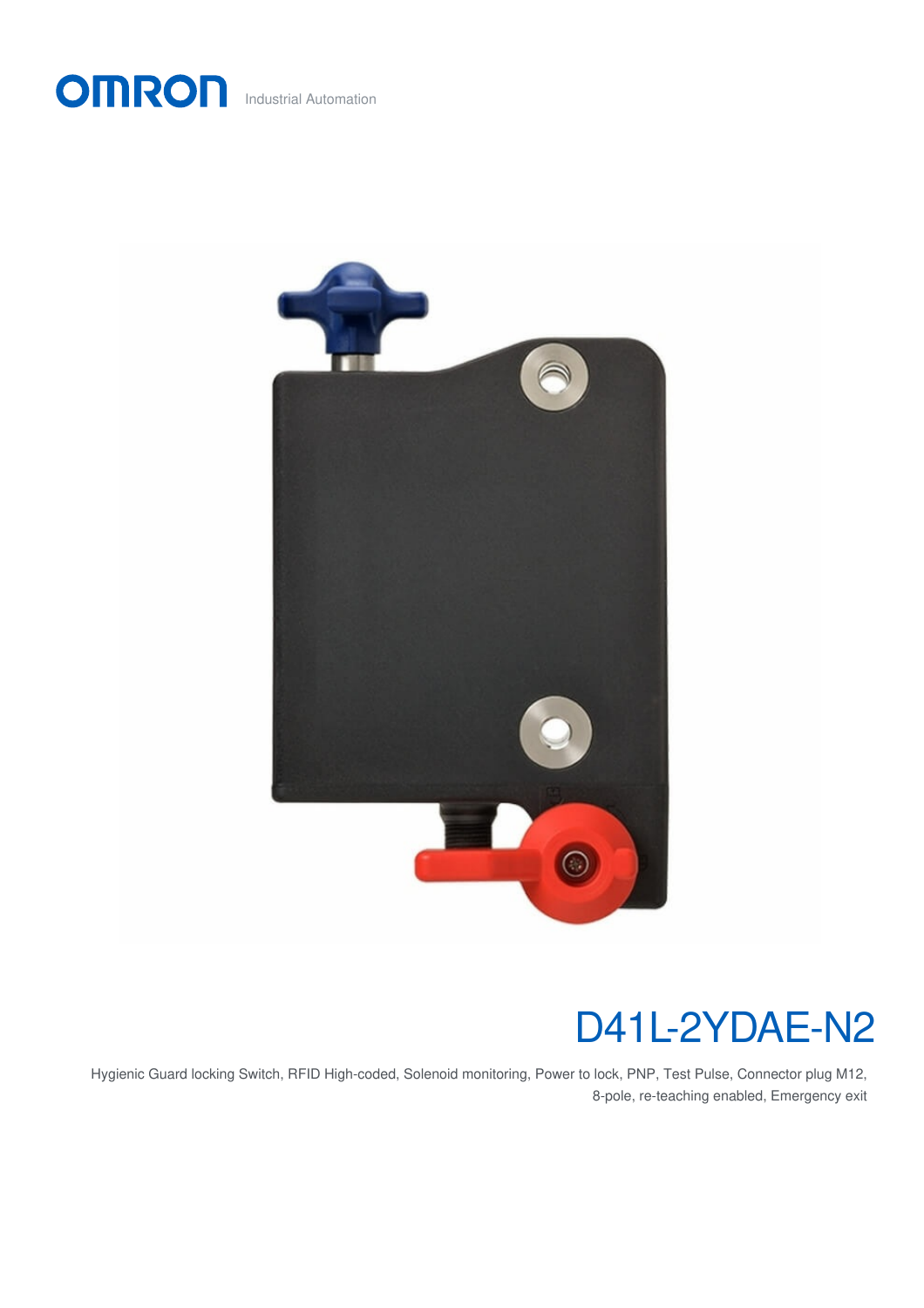OMRON Industrial Automation

# D41L-2YDAE-N2

Hygienic Guard locking Switch, RFID High-coded, Solenoid monitoring, Power to lock, PNP, Test Pulse, Connector plug M12, 8-pole, re-teaching enabled, Emergency exit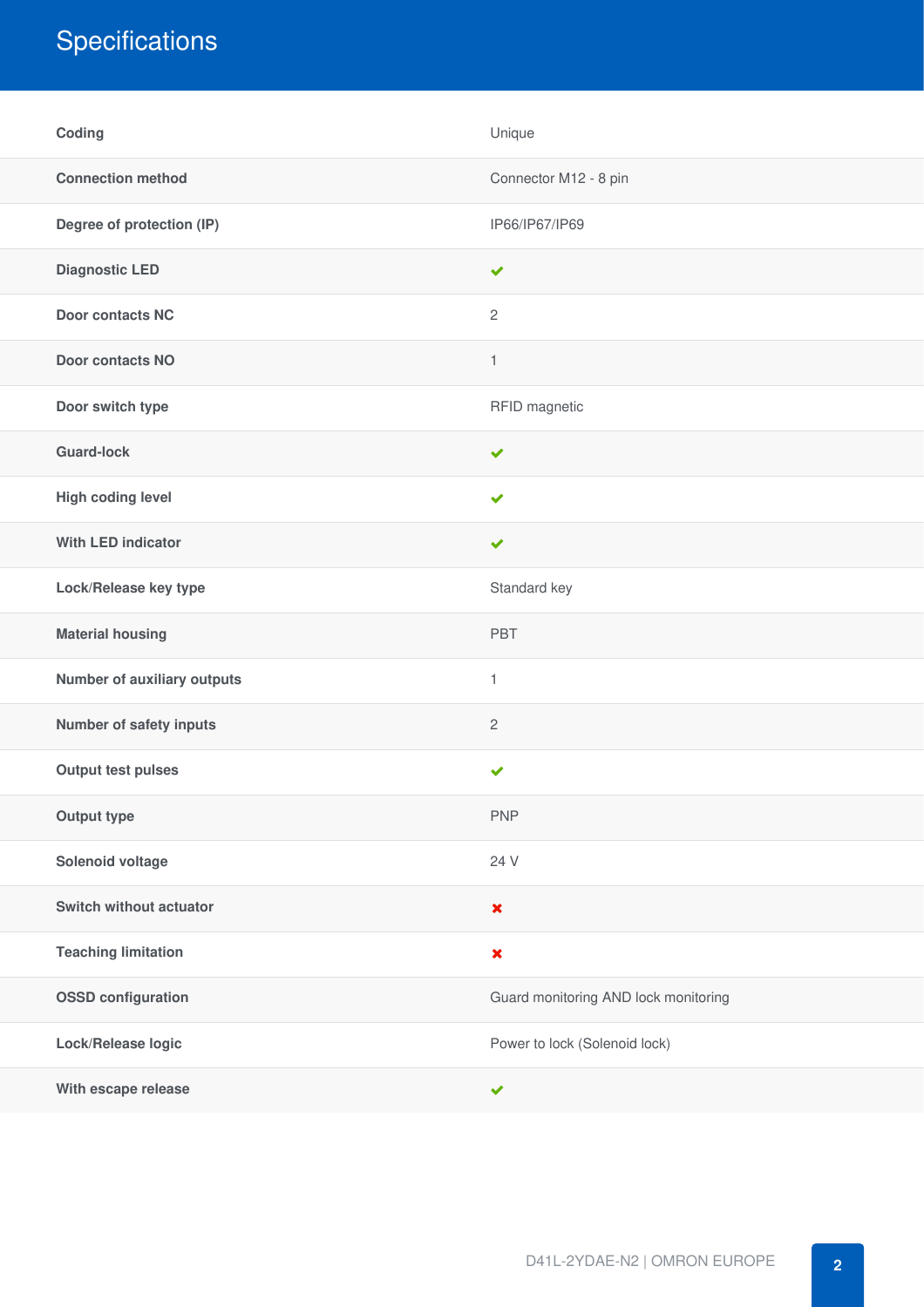# Specifications

| | |
|---|---|
| **Coding** | Unique |
| **Connection method** | Connector M12 - 8 pin |
| **Degree of protection (IP)** | IP66/IP67/IP69 |
| **Diagnostic LED** | ✔ |
| **Door contacts NC** | 2 |
| **Door contacts NO** | 1 |
| **Door switch type** | RFID magnetic |
| **Guard-lock** | ✔ |
| **High coding level** | ✔ |
| **With LED indicator** | ✔ |
| **Lock/Release key type** | Standard key |
| **Material housing** | PBT |
| **Number of auxiliary outputs** | 1 |
| **Number of safety inputs** | 2 |
| **Output test pulses** | ✔ |
| **Output type** | PNP |
| **Solenoid voltage** | 24 V |
| **Switch without actuator** | ✖ |
| **Teaching limitation** | ✖ |
| **OSSD configuration** | Guard monitoring AND lock monitoring |
| **Lock/Release logic** | Power to lock (Solenoid lock) |
| **With escape release** | ✔ |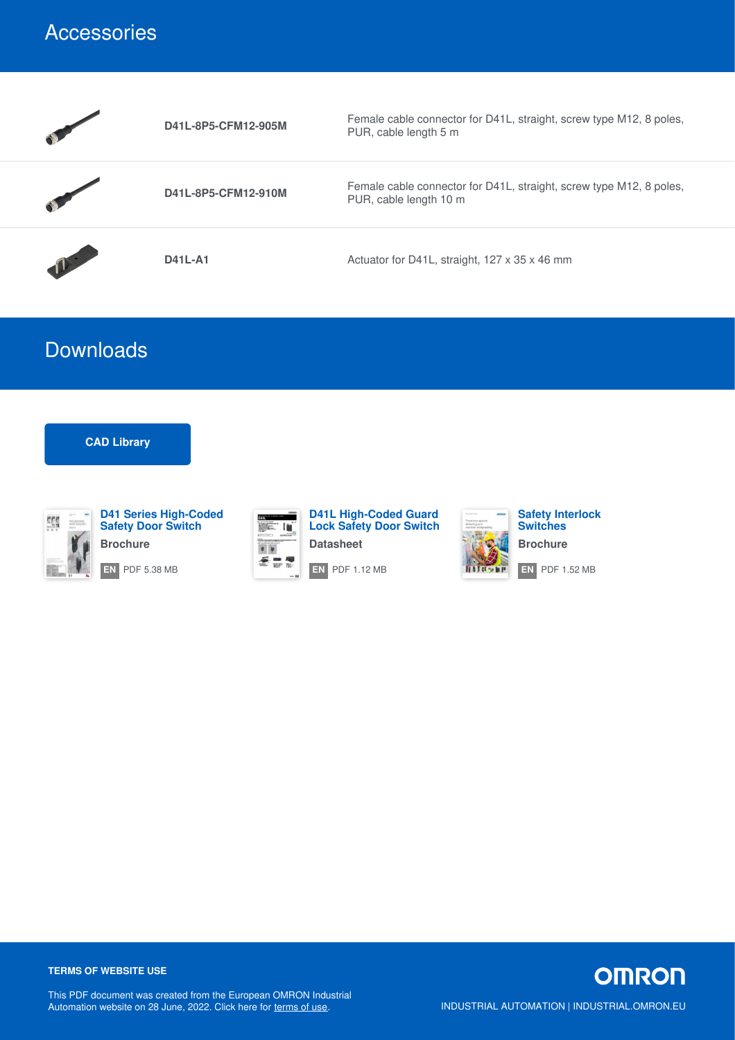## Accessories

| | | |
|---|---|---|
| D41L-8P5-CFM12-905M | Female cable connector for D41L, straight, screw type M12, 8 poles, PUR, cable length 5 m |
| D41L-8P5-CFM12-910M | Female cable connector for D41L, straight, screw type M12, 8 poles, PUR, cable length 10 m |
| D41L-A1 | Actuator for D41L, straight, 127 x 35 x 46 mm |

## Downloads

CAD Library

**D41 Series High-Coded Safety Door Switch**
Brochure
EN PDF 5.38 MB

**D41L High-Coded Guard Lock Safety Door Switch**
Datasheet
EN PDF 1.12 MB

**Safety Interlock Switches**
Brochure
EN PDF 1.52 MB

**TERMS OF WEBSITE USE**

This PDF document was created from the European OMRON Industrial Automation website on 28 June, 2022. Click here for terms of use.

OMRON

INDUSTRIAL AUTOMATION | INDUSTRIAL.OMRON.EU